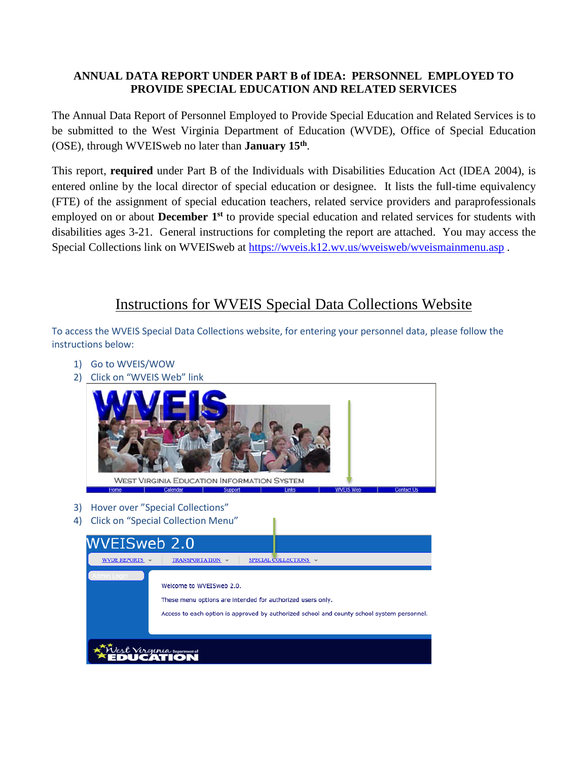**ANNUAL DATA REPORT UNDER PART B of IDEA: PERSONNEL EMPLOYED TO PROVIDE SPECIAL EDUCATION AND RELATED SERVICES**

The Annual Data Report of Personnel Employed to Provide Special Education and Related Services is to be submitted to the West Virginia Department of Education (WVDE), Office of Special Education (OSE), through WVEISweb no later than **January 15th**.

This report, **required** under Part B of the Individuals with Disabilities Education Act (IDEA 2004), is entered online by the local director of special education or designee. It lists the full-time equivalency (FTE) of the assignment of special education teachers, related service providers and paraprofessionals employed on or about **December 1st** to provide special education and related services for students with disabilities ages 3-21. General instructions for completing the report are attached. You may access the Special Collections link on WVEISweb at https://wveis.k12.wv.us/wveisweb/wveismainmenu.asp .

## Instructions for WVEIS Special Data Collections Website

To access the WVEIS Special Data Collections website, for entering your personnel data, please follow the instructions below:

1) Go to WVEIS/WOW
2) Click on "WVEIS Web" link
3) Hover over "Special Collections"
4) Click on "Special Collection Menu"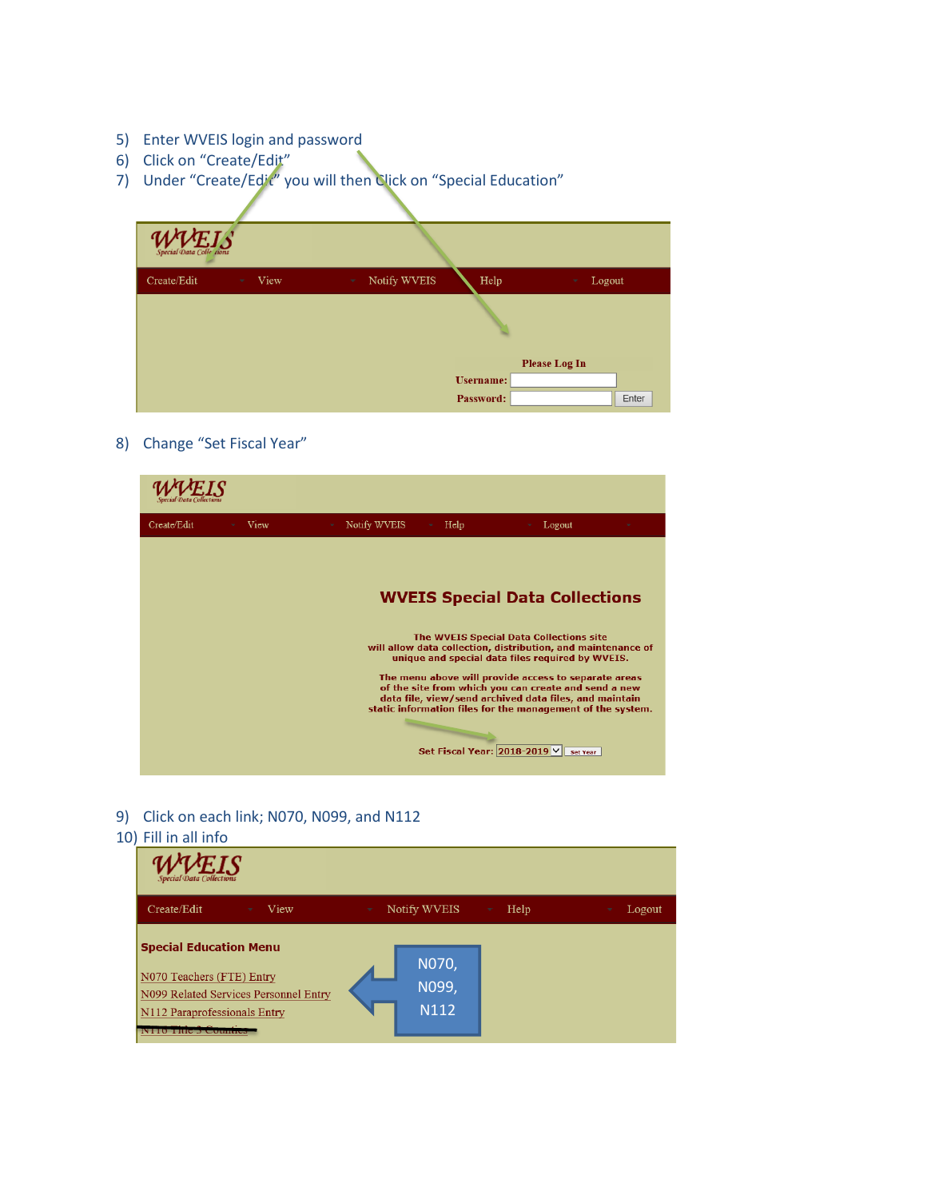5) Enter WVEIS login and password
6) Click on "Create/Edit"
7) Under "Create/Edit" you will then Click on "Special Education"

WVEIS Special Data Collections

Create/Edit | View | Notify WVEIS | Help | Logout

Please Log In

Username:

Password: Enter

8) Change "Set Fiscal Year"

WVEIS Special Data Collections

Create/Edit | View | Notify WVEIS | Help | Logout

**WVEIS Special Data Collections**

The WVEIS Special Data Collections site will allow data collection, distribution, and maintenance of unique and special data files required by WVEIS.

The menu above will provide access to separate areas of the site from which you can create and send a new data file, view/send archived data files, and maintain static information files for the management of the system.

Set Fiscal Year: 2018-2019 Set Year

9) Click on each link; N070, N099, and N112
10) Fill in all info

WVEIS Special Data Collections

Create/Edit | View | Notify WVEIS | Help | Logout

**Special Education Menu**

N070 Teachers (FTE) Entry
N099 Related Services Personnel Entry
N112 Paraprofessionals Entry
~~N118 Title 5 Counties~~

N070, N099, N112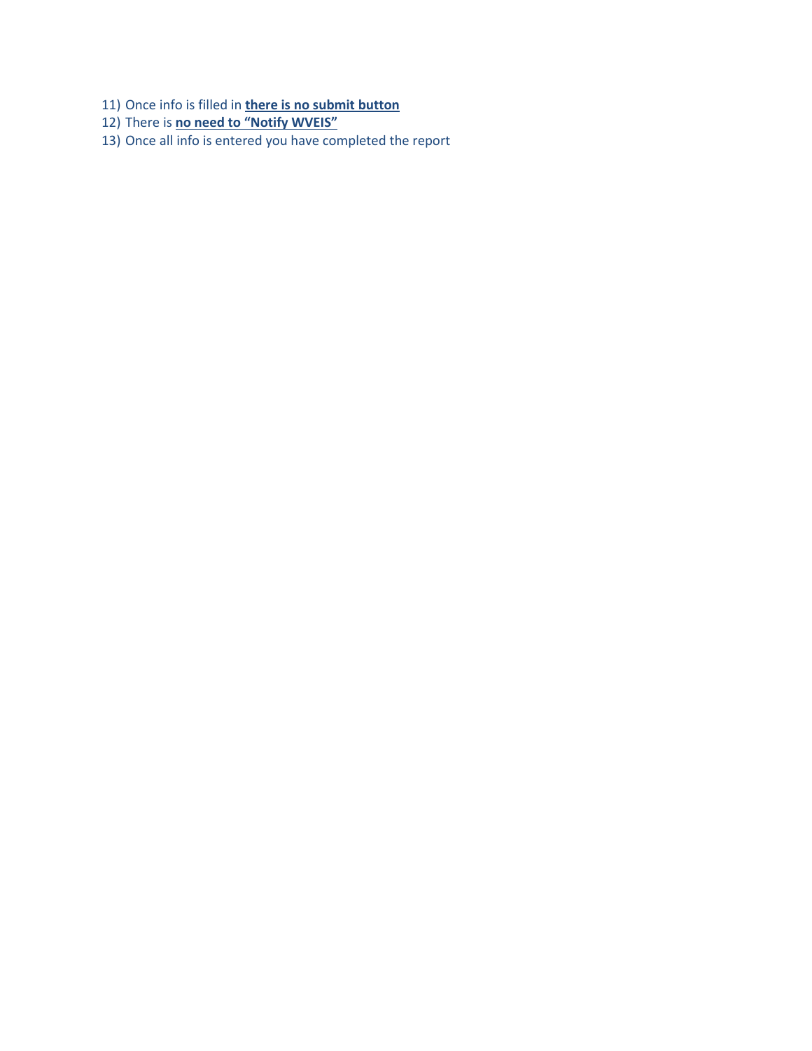11) Once info is filled in **<u>there is no submit button</u>**
12) There is **<u>no need to "Notify WVEIS"</u>**
13) Once all info is entered you have completed the report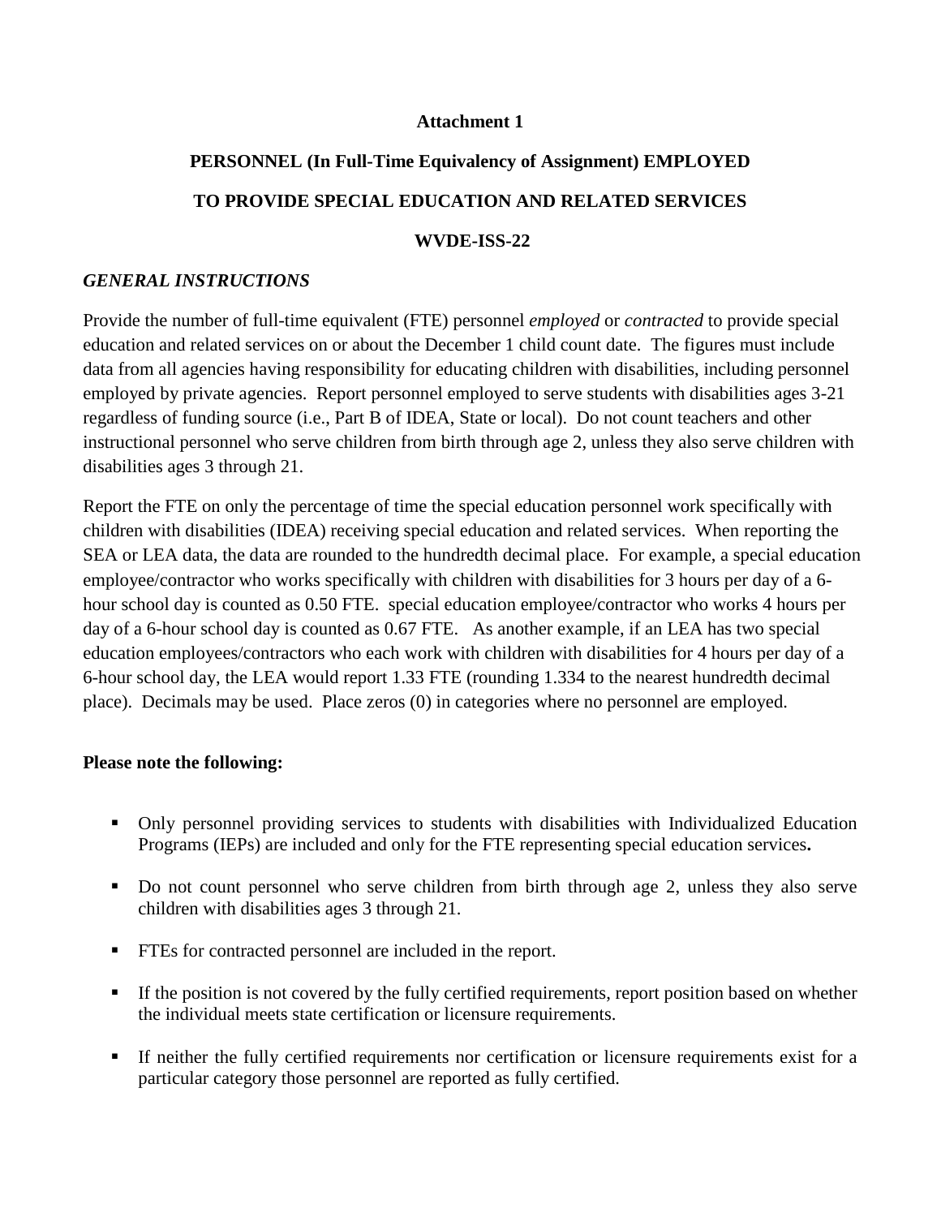**Attachment 1**

**PERSONNEL (In Full-Time Equivalency of Assignment) EMPLOYED**

**TO PROVIDE SPECIAL EDUCATION AND RELATED SERVICES**

**WVDE-ISS-22**

***GENERAL INSTRUCTIONS***

Provide the number of full-time equivalent (FTE) personnel *employed* or *contracted* to provide special education and related services on or about the December 1 child count date. The figures must include data from all agencies having responsibility for educating children with disabilities, including personnel employed by private agencies. Report personnel employed to serve students with disabilities ages 3-21 regardless of funding source (i.e., Part B of IDEA, State or local). Do not count teachers and other instructional personnel who serve children from birth through age 2, unless they also serve children with disabilities ages 3 through 21.

Report the FTE on only the percentage of time the special education personnel work specifically with children with disabilities (IDEA) receiving special education and related services. When reporting the SEA or LEA data, the data are rounded to the hundredth decimal place. For example, a special education employee/contractor who works specifically with children with disabilities for 3 hours per day of a 6-hour school day is counted as 0.50 FTE. special education employee/contractor who works 4 hours per day of a 6-hour school day is counted as 0.67 FTE. As another example, if an LEA has two special education employees/contractors who each work with children with disabilities for 4 hours per day of a 6-hour school day, the LEA would report 1.33 FTE (rounding 1.334 to the nearest hundredth decimal place). Decimals may be used. Place zeros (0) in categories where no personnel are employed.

**Please note the following:**

- Only personnel providing services to students with disabilities with Individualized Education Programs (IEPs) are included and only for the FTE representing special education services**.**
- Do not count personnel who serve children from birth through age 2, unless they also serve children with disabilities ages 3 through 21.
- FTEs for contracted personnel are included in the report.
- If the position is not covered by the fully certified requirements, report position based on whether the individual meets state certification or licensure requirements.
- If neither the fully certified requirements nor certification or licensure requirements exist for a particular category those personnel are reported as fully certified.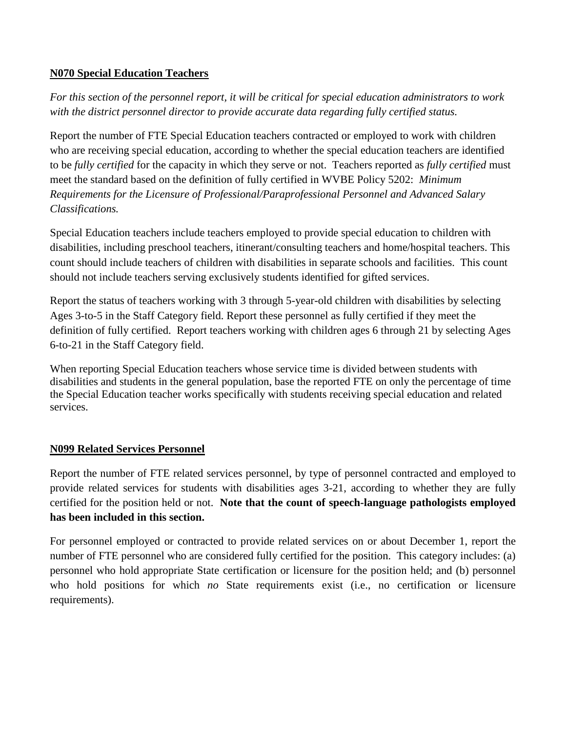## N070 Special Education Teachers

*For this section of the personnel report, it will be critical for special education administrators to work with the district personnel director to provide accurate data regarding fully certified status.*

Report the number of FTE Special Education teachers contracted or employed to work with children who are receiving special education, according to whether the special education teachers are identified to be *fully certified* for the capacity in which they serve or not. Teachers reported as *fully certified* must meet the standard based on the definition of fully certified in WVBE Policy 5202: *Minimum Requirements for the Licensure of Professional/Paraprofessional Personnel and Advanced Salary Classifications.*

Special Education teachers include teachers employed to provide special education to children with disabilities, including preschool teachers, itinerant/consulting teachers and home/hospital teachers. This count should include teachers of children with disabilities in separate schools and facilities. This count should not include teachers serving exclusively students identified for gifted services.

Report the status of teachers working with 3 through 5-year-old children with disabilities by selecting Ages 3-to-5 in the Staff Category field. Report these personnel as fully certified if they meet the definition of fully certified. Report teachers working with children ages 6 through 21 by selecting Ages 6-to-21 in the Staff Category field.

When reporting Special Education teachers whose service time is divided between students with disabilities and students in the general population, base the reported FTE on only the percentage of time the Special Education teacher works specifically with students receiving special education and related services.

## N099 Related Services Personnel

Report the number of FTE related services personnel, by type of personnel contracted and employed to provide related services for students with disabilities ages 3-21, according to whether they are fully certified for the position held or not. **Note that the count of speech-language pathologists employed has been included in this section.**

For personnel employed or contracted to provide related services on or about December 1, report the number of FTE personnel who are considered fully certified for the position. This category includes: (a) personnel who hold appropriate State certification or licensure for the position held; and (b) personnel who hold positions for which *no* State requirements exist (i.e., no certification or licensure requirements).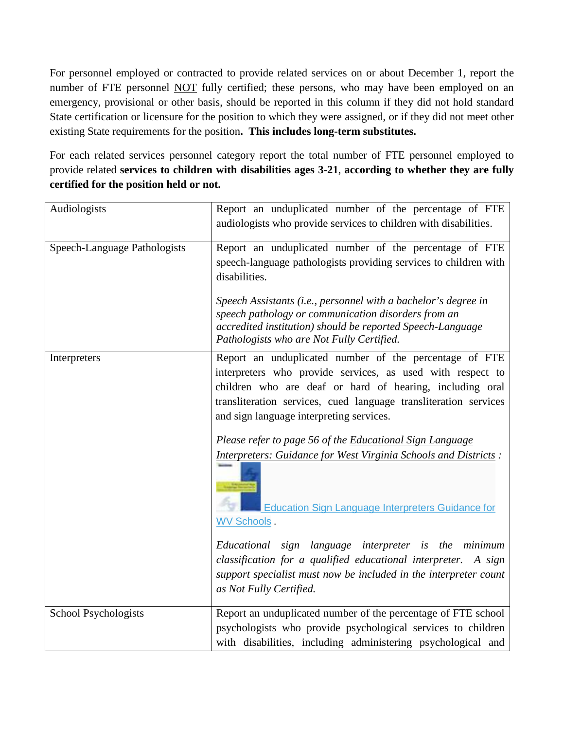For personnel employed or contracted to provide related services on or about December 1, report the number of FTE personnel NOT fully certified; these persons, who may have been employed on an emergency, provisional or other basis, should be reported in this column if they did not hold standard State certification or licensure for the position to which they were assigned, or if they did not meet other existing State requirements for the position**. This includes long-term substitutes.**

For each related services personnel category report the total number of FTE personnel employed to provide related **services to children with disabilities ages 3-21**, **according to whether they are fully certified for the position held or not.**

| | |
|---|---|
| Audiologists | Report an unduplicated number of the percentage of FTE audiologists who provide services to children with disabilities. |
| Speech-Language Pathologists | Report an unduplicated number of the percentage of FTE speech-language pathologists providing services to children with disabilities.<br><br>*Speech Assistants (i.e., personnel with a bachelor's degree in speech pathology or communication disorders from an accredited institution) should be reported Speech-Language Pathologists who are Not Fully Certified.* |
| Interpreters | Report an unduplicated number of the percentage of FTE interpreters who provide services, as used with respect to children who are deaf or hard of hearing, including oral transliteration services, cued language transliteration services and sign language interpreting services.<br><br>*Please refer to page 56 of the Educational Sign Language Interpreters: Guidance for West Virginia Schools and Districts :*<br>Education Sign Language Interpreters Guidance for WV Schools .<br><br>*Educational sign language interpreter is the minimum classification for a qualified educational interpreter. A sign support specialist must now be included in the interpreter count as Not Fully Certified.* |
| School Psychologists | Report an unduplicated number of the percentage of FTE school psychologists who provide psychological services to children with disabilities, including administering psychological and |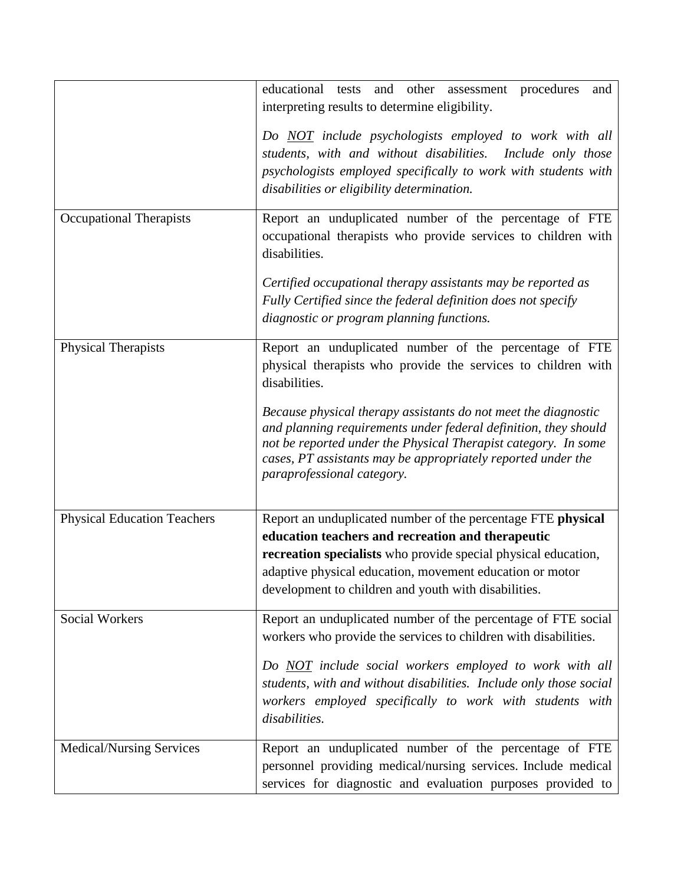| | |
|---|---|
| | educational tests and other assessment procedures and interpreting results to determine eligibility.<br><br>*Do <u>NOT</u> include psychologists employed to work with all students, with and without disabilities. Include only those psychologists employed specifically to work with students with disabilities or eligibility determination.* |
| Occupational Therapists | Report an unduplicated number of the percentage of FTE occupational therapists who provide services to children with disabilities.<br><br>*Certified occupational therapy assistants may be reported as Fully Certified since the federal definition does not specify diagnostic or program planning functions.* |
| Physical Therapists | Report an unduplicated number of the percentage of FTE physical therapists who provide the services to children with disabilities.<br><br>*Because physical therapy assistants do not meet the diagnostic and planning requirements under federal definition, they should not be reported under the Physical Therapist category. In some cases, PT assistants may be appropriately reported under the paraprofessional category.* |
| Physical Education Teachers | Report an unduplicated number of the percentage FTE **physical education teachers and recreation and therapeutic recreation specialists** who provide special physical education, adaptive physical education, movement education or motor development to children and youth with disabilities. |
| Social Workers | Report an unduplicated number of the percentage of FTE social workers who provide the services to children with disabilities.<br><br>*Do <u>NOT</u> include social workers employed to work with all students, with and without disabilities. Include only those social workers employed specifically to work with students with disabilities.* |
| Medical/Nursing Services | Report an unduplicated number of the percentage of FTE personnel providing medical/nursing services. Include medical services for diagnostic and evaluation purposes provided to |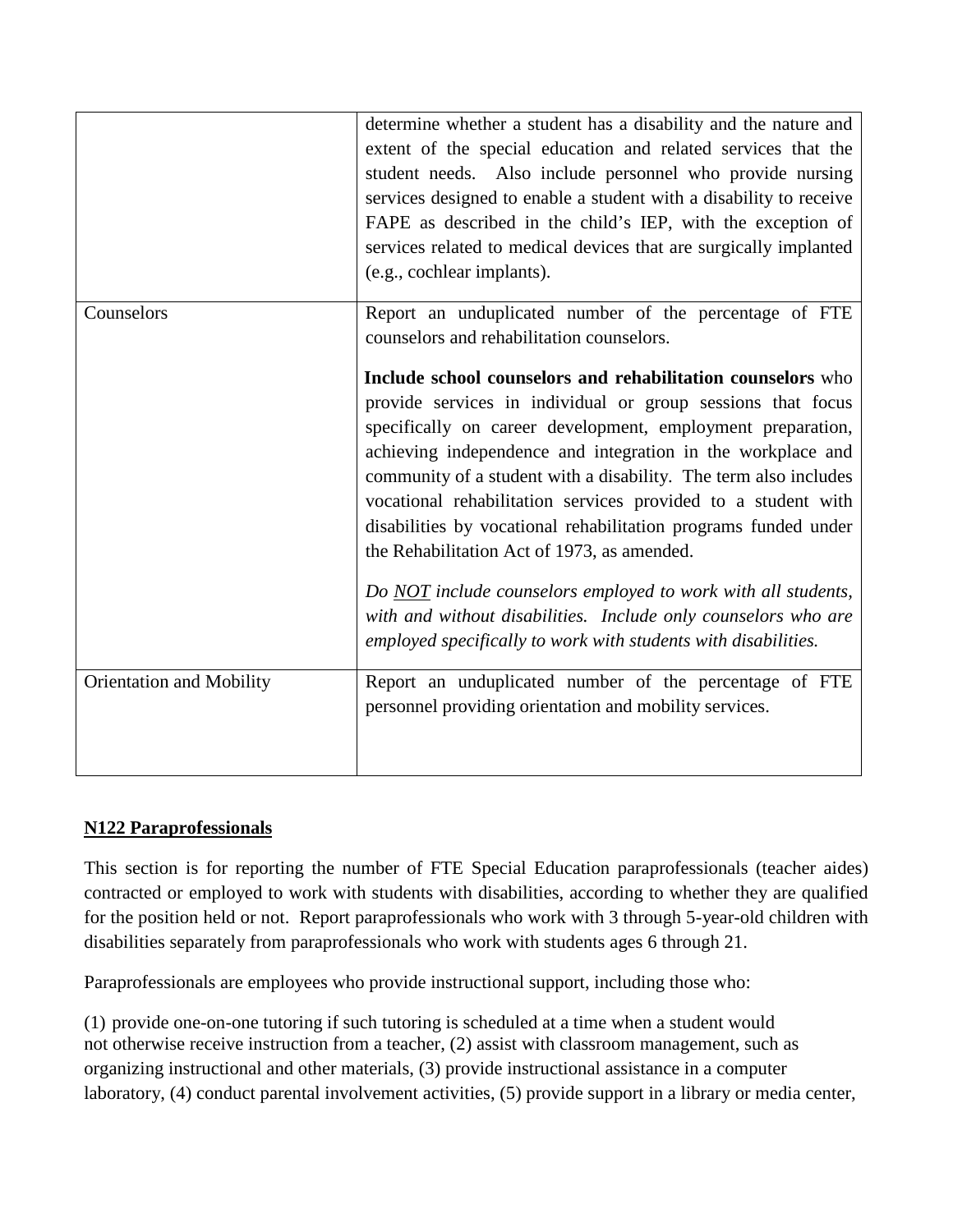| | |
|---|---|
| | determine whether a student has a disability and the nature and extent of the special education and related services that the student needs. Also include personnel who provide nursing services designed to enable a student with a disability to receive FAPE as described in the child's IEP, with the exception of services related to medical devices that are surgically implanted (e.g., cochlear implants). |
| Counselors | Report an unduplicated number of the percentage of FTE counselors and rehabilitation counselors.<br><br>**Include school counselors and rehabilitation counselors** who provide services in individual or group sessions that focus specifically on career development, employment preparation, achieving independence and integration in the workplace and community of a student with a disability. The term also includes vocational rehabilitation services provided to a student with disabilities by vocational rehabilitation programs funded under the Rehabilitation Act of 1973, as amended.<br><br>*Do <u>NOT</u> include counselors employed to work with all students, with and without disabilities. Include only counselors who are employed specifically to work with students with disabilities.* |
| Orientation and Mobility | Report an unduplicated number of the percentage of FTE personnel providing orientation and mobility services. |

**<u>N122 Paraprofessionals</u>**

This section is for reporting the number of FTE Special Education paraprofessionals (teacher aides) contracted or employed to work with students with disabilities, according to whether they are qualified for the position held or not. Report paraprofessionals who work with 3 through 5-year-old children with disabilities separately from paraprofessionals who work with students ages 6 through 21.

Paraprofessionals are employees who provide instructional support, including those who:

(1) provide one-on-one tutoring if such tutoring is scheduled at a time when a student would not otherwise receive instruction from a teacher, (2) assist with classroom management, such as organizing instructional and other materials, (3) provide instructional assistance in a computer laboratory, (4) conduct parental involvement activities, (5) provide support in a library or media center,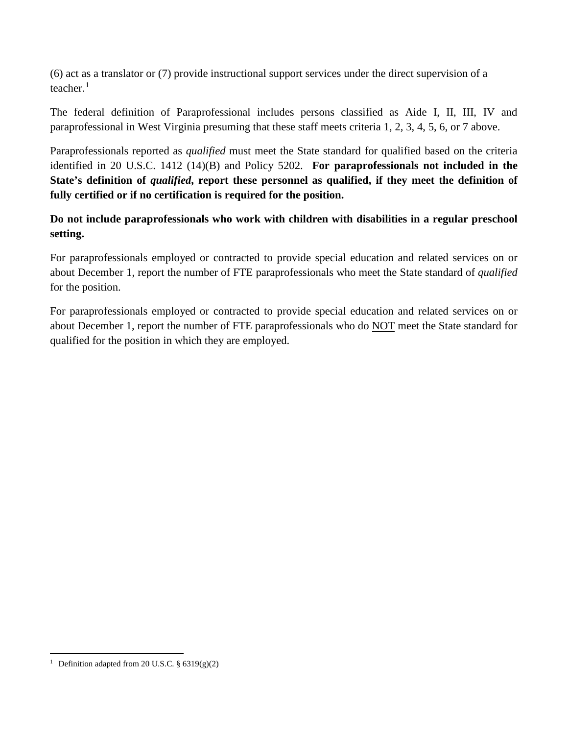(6) act as a translator or (7) provide instructional support services under the direct supervision of a teacher.[1]

The federal definition of Paraprofessional includes persons classified as Aide I, II, III, IV and paraprofessional in West Virginia presuming that these staff meets criteria 1, 2, 3, 4, 5, 6, or 7 above.

Paraprofessionals reported as *qualified* must meet the State standard for qualified based on the criteria identified in 20 U.S.C. 1412 (14)(B) and Policy 5202. **For paraprofessionals not included in the State's definition of *qualified*, report these personnel as qualified, if they meet the definition of fully certified or if no certification is required for the position.**

**Do not include paraprofessionals who work with children with disabilities in a regular preschool setting.**

For paraprofessionals employed or contracted to provide special education and related services on or about December 1, report the number of FTE paraprofessionals who meet the State standard of *qualified* for the position.

For paraprofessionals employed or contracted to provide special education and related services on or about December 1, report the number of FTE paraprofessionals who do <u>NOT</u> meet the State standard for qualified for the position in which they are employed.

[1] Definition adapted from 20 U.S.C. § 6319(g)(2)